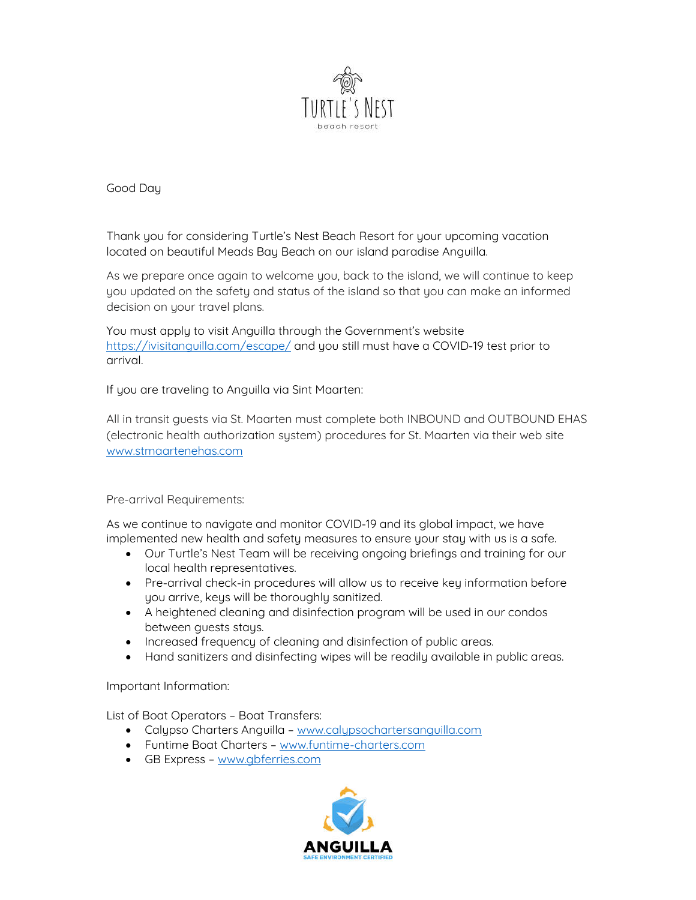Good Day

Thank you for considering Turtle's Nest Beach Resort for your upcoming vacation located on beautiful Meads Bay Beach on our island paradise Anguilla.

As we prepare once again to welcome you, back to the island, we will continue to keep you updated on the safety and status of the island so that you can make an informed decision on your travel plans.

You must apply to visit Anguilla through the Government's website https://ivisitanguilla.com/escape/ and you still must have a COVID-19 test prior to arrival.

If you are traveling to Anguilla via Sint Maarten:

All in transit guests via St. Maarten must complete both INBOUND and OUTBOUND EHAS (electronic health authorization system) procedures for St. Maarten via their web site www.stmaartenehas.com

Pre-arrival Requirements:

As we continue to navigate and monitor COVID-19 and its global impact, we have implemented new health and safety measures to ensure your stay with us is a safe.

- Our Turtle's Nest Team will be receiving ongoing briefings and training for our local health representatives.
- Pre-arrival check-in procedures will allow us to receive key information before you arrive, keys will be thoroughly sanitized.
- A heightened cleaning and disinfection program will be used in our condos between guests stays.
- Increased frequency of cleaning and disinfection of public areas.
- Hand sanitizers and disinfecting wipes will be readily available in public areas.

Important Information:

List of Boat Operators – Boat Transfers:

- Calypso Charters Anguilla – www.calypsochartersanguilla.com
- Funtime Boat Charters – www.funtime-charters.com
- GB Express – www.gbferries.com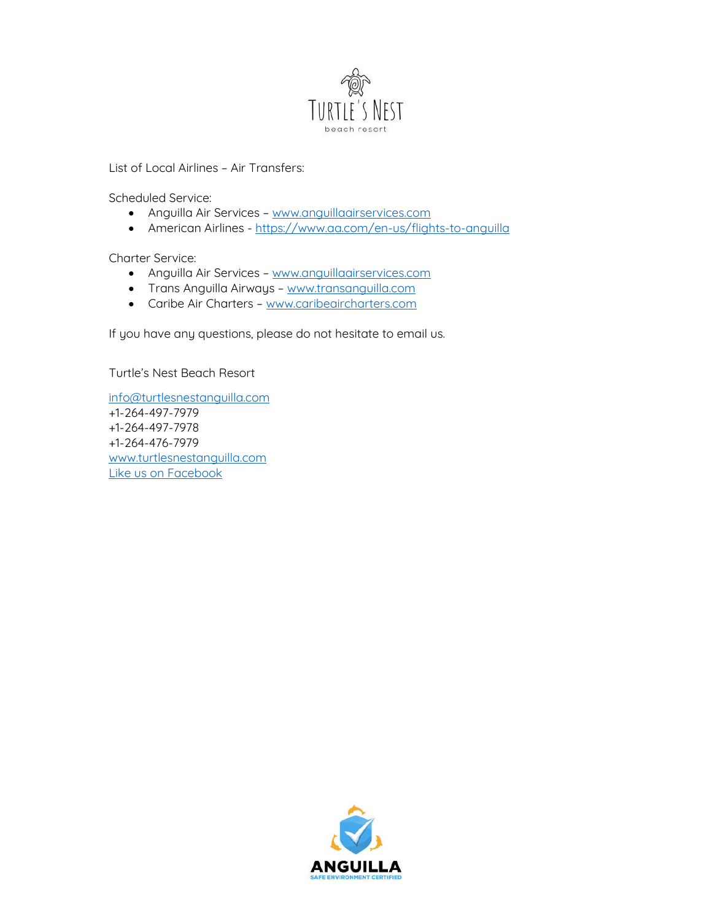List of Local Airlines – Air Transfers:

Scheduled Service:

- Anguilla Air Services – www.anguillaairservices.com
- American Airlines - https://www.aa.com/en-us/flights-to-anguilla

Charter Service:

- Anguilla Air Services – www.anguillaairservices.com
- Trans Anguilla Airways – www.transanguilla.com
- Caribe Air Charters – www.caribeaircharters.com

If you have any questions, please do not hesitate to email us.

Turtle's Nest Beach Resort

info@turtlesnestanguilla.com
+1-264-497-7979
+1-264-497-7978
+1-264-476-7979
www.turtlesnestanguilla.com
Like us on Facebook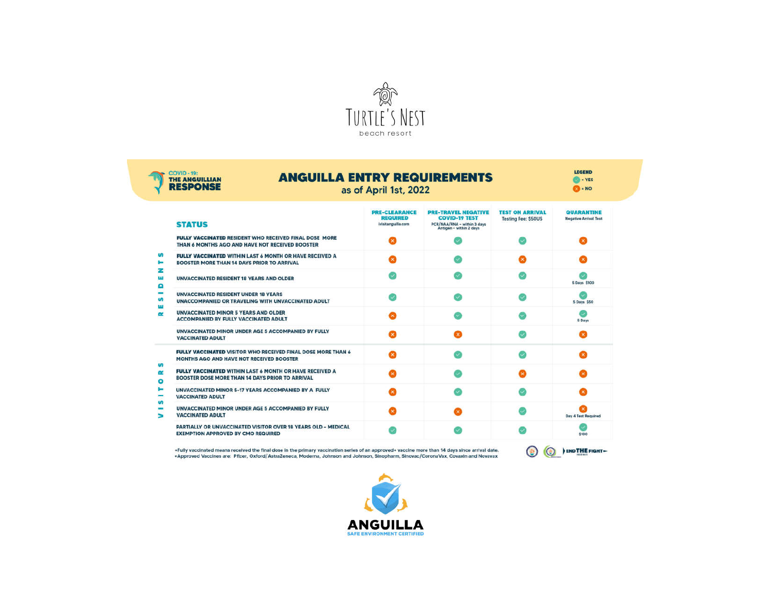TURTLE'S NEST
beach resort

COVID - 19: THE ANGUILLIAN RESPONSE

# ANGUILLA ENTRY REQUIREMENTS

as of April 1st, 2022

LEGEND
✓ = YES
✗ = NO

| | STATUS | PRE-CLEARANCE REQUIRED ivisitanguilla.com | PRE-TRAVEL NEGATIVE COVID-19 TEST PCR/NAA/RNA - within 3 days Antigen - within 2 days | TEST ON ARRIVAL Testing Fee: $50US | QUARANTINE Negative Arrival Test |
|---|---|---|---|---|---|
| RESIDENTS | FULLY VACCINATED RESIDENT WHO RECEIVED FINAL DOSE MORE THAN 6 MONTHS AGO AND HAVE NOT RECEIVED BOOSTER | ✗ | ✓ | ✓ | ✗ |
| | FULLY VACCINATED WITHIN LAST 6 MONTH OR HAVE RECEIVED A BOOSTER MORE THAN 14 DAYS PRIOR TO ARRIVAL | ✗ | ✓ | ✗ | ✗ |
| | UNVACCINATED RESIDENT 18 YEARS AND OLDER | ✓ | ✓ | ✓ | ✓ 5 Days $100 |
| | UNVACCINATED RESIDENT UNDER 18 YEARS UNACCOMPANIED OR TRAVELING WITH UNVACCINATED ADULT | ✓ | ✓ | ✓ | ✓ 5 Days $50 |
| | UNVACCINATED MINOR 5 YEARS AND OLDER ACCOMPANIED BY FULLY VACCINATED ADULT | ✗ | ✓ | ✓ | ✓ 5 Days |
| | UNVACCINATED MINOR UNDER AGE 5 ACCOMPANIED BY FULLY VACCINATED ADULT | ✗ | ✗ | ✓ | ✗ |
| VISITORS | FULLY VACCINATED VISITOR WHO RECEIVED FINAL DOSE MORE THAN 6 MONTHS AGO AND HAVE NOT RECEIVED BOOSTER | ✗ | ✓ | ✓ | ✗ |
| | FULLY VACCINATED WITHIN LAST 6 MONTH OR HAVE RECEIVED A BOOSTER DOSE MORE THAN 14 DAYS PRIOR TO ARRIVAL | ✗ | ✓ | ✗ | ✗ |
| | UNVACCINATED MINOR 5-17 YEARS ACCOMPANIED BY A FULLY VACCINATED ADULT | ✗ | ✓ | ✓ | ✗ |
| | UNVACCINATED MINOR UNDER AGE 5 ACCOMPANIED BY FULLY VACCINATED ADULT | ✗ | ✗ | ✓ | ✗ Day 4 Test Required |
| | PARTIALLY OR UNVACCINATED VISITOR OVER 18 YEARS OLD - MEDICAL EXEMPTION APPROVED BY CMO REQUIRED | ✓ | ✓ | ✓ | ✓ $100 |

+Fully vaccinated means received the final dose in the primary vaccination series of an approved+ vaccine more than 14 days since arrival date.
+Approved Vaccines are: Pfizer, Oxford/AstraZeneca, Moderna, Johnson and Johnson, Sinopharm, Sinovac/CoronaVax, Covaxin and Novavax

END THE FIGHT

ANGUILLA
SAFE ENVIRONMENT CERTIFIED